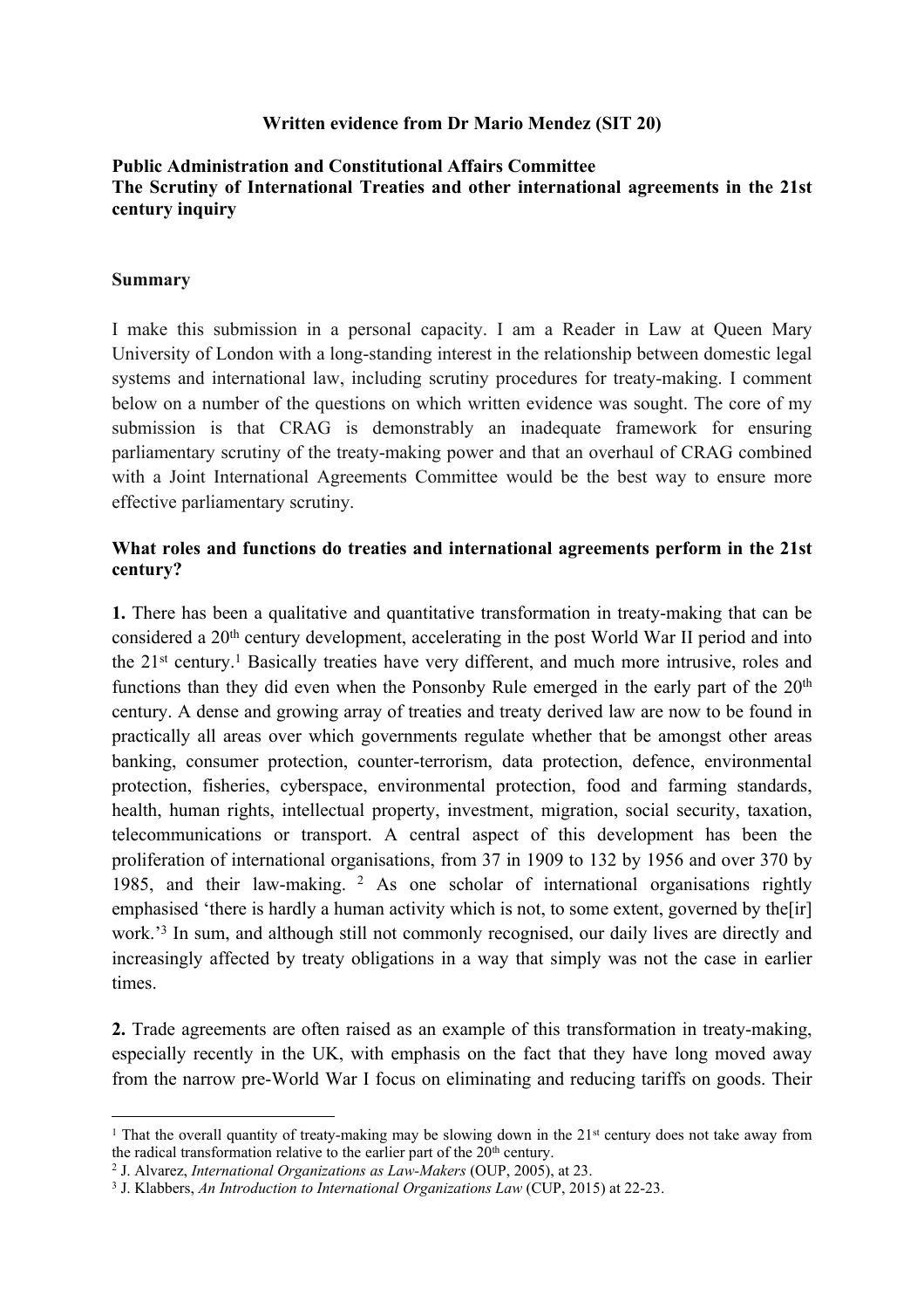**Written evidence from Dr Mario Mendez (SIT 20)**

**Public Administration and Constitutional Affairs Committee**
**The Scrutiny of International Treaties and other international agreements in the 21st century inquiry**

**Summary**

I make this submission in a personal capacity. I am a Reader in Law at Queen Mary University of London with a long-standing interest in the relationship between domestic legal systems and international law, including scrutiny procedures for treaty-making. I comment below on a number of the questions on which written evidence was sought. The core of my submission is that CRAG is demonstrably an inadequate framework for ensuring parliamentary scrutiny of the treaty-making power and that an overhaul of CRAG combined with a Joint International Agreements Committee would be the best way to ensure more effective parliamentary scrutiny.

**What roles and functions do treaties and international agreements perform in the 21st century?**

**1.** There has been a qualitative and quantitative transformation in treaty-making that can be considered a 20th century development, accelerating in the post World War II period and into the 21st century.[1] Basically treaties have very different, and much more intrusive, roles and functions than they did even when the Ponsonby Rule emerged in the early part of the 20th century. A dense and growing array of treaties and treaty derived law are now to be found in practically all areas over which governments regulate whether that be amongst other areas banking, consumer protection, counter-terrorism, data protection, defence, environmental protection, fisheries, cyberspace, environmental protection, food and farming standards, health, human rights, intellectual property, investment, migration, social security, taxation, telecommunications or transport. A central aspect of this development has been the proliferation of international organisations, from 37 in 1909 to 132 by 1956 and over 370 by 1985, and their law-making. [2] As one scholar of international organisations rightly emphasised 'there is hardly a human activity which is not, to some extent, governed by the[ir] work.'[3] In sum, and although still not commonly recognised, our daily lives are directly and increasingly affected by treaty obligations in a way that simply was not the case in earlier times.

**2.** Trade agreements are often raised as an example of this transformation in treaty-making, especially recently in the UK, with emphasis on the fact that they have long moved away from the narrow pre-World War I focus on eliminating and reducing tariffs on goods. Their

---

[1] That the overall quantity of treaty-making may be slowing down in the 21st century does not take away from the radical transformation relative to the earlier part of the 20th century.

[2] J. Alvarez, *International Organizations as Law-Makers* (OUP, 2005), at 23.

[3] J. Klabbers, *An Introduction to International Organizations Law* (CUP, 2015) at 22-23.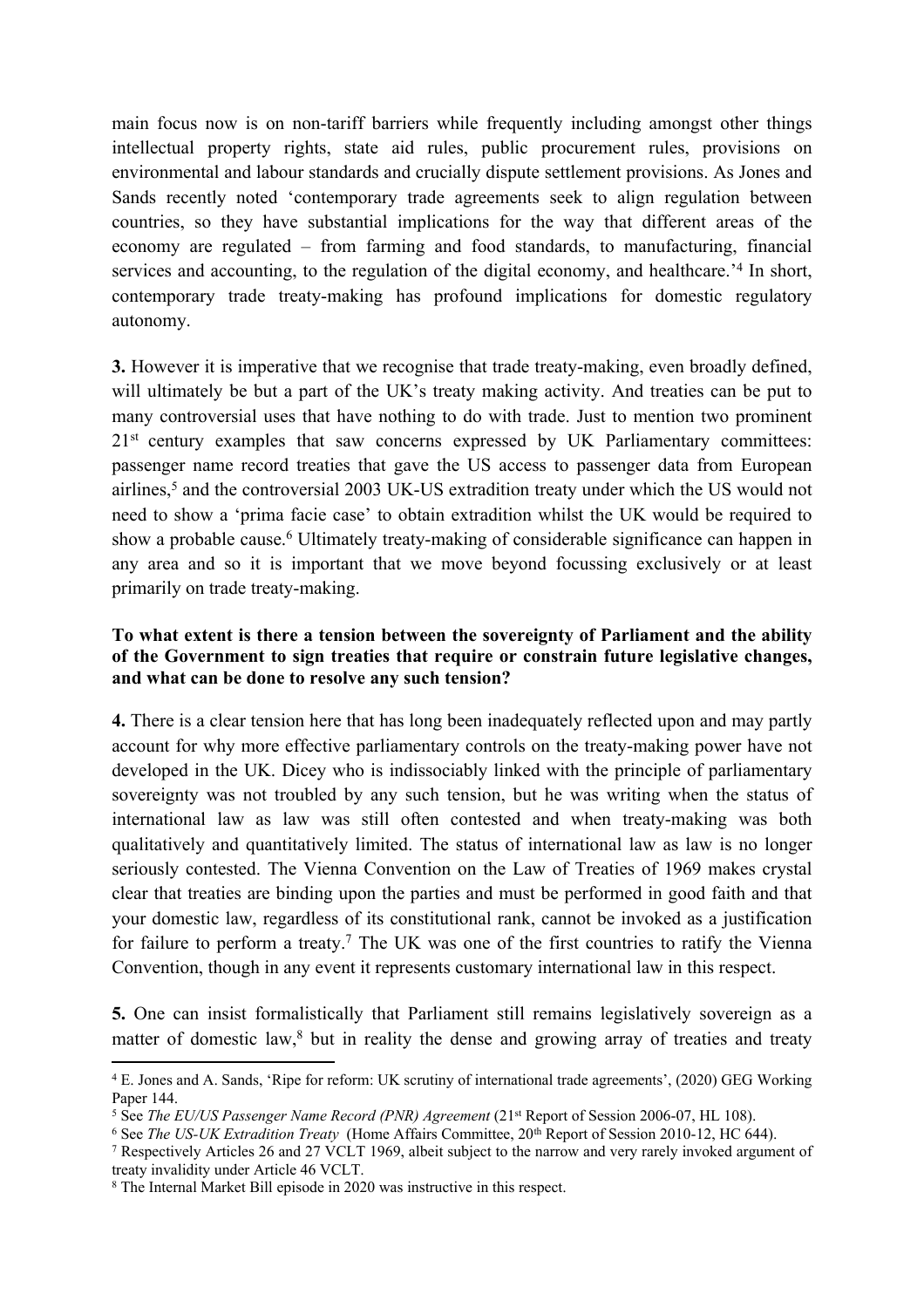main focus now is on non-tariff barriers while frequently including amongst other things intellectual property rights, state aid rules, public procurement rules, provisions on environmental and labour standards and crucially dispute settlement provisions. As Jones and Sands recently noted 'contemporary trade agreements seek to align regulation between countries, so they have substantial implications for the way that different areas of the economy are regulated – from farming and food standards, to manufacturing, financial services and accounting, to the regulation of the digital economy, and healthcare.'[4] In short, contemporary trade treaty-making has profound implications for domestic regulatory autonomy.

**3.** However it is imperative that we recognise that trade treaty-making, even broadly defined, will ultimately be but a part of the UK's treaty making activity. And treaties can be put to many controversial uses that have nothing to do with trade. Just to mention two prominent 21st century examples that saw concerns expressed by UK Parliamentary committees: passenger name record treaties that gave the US access to passenger data from European airlines,[5] and the controversial 2003 UK-US extradition treaty under which the US would not need to show a 'prima facie case' to obtain extradition whilst the UK would be required to show a probable cause.[6] Ultimately treaty-making of considerable significance can happen in any area and so it is important that we move beyond focussing exclusively or at least primarily on trade treaty-making.

**To what extent is there a tension between the sovereignty of Parliament and the ability of the Government to sign treaties that require or constrain future legislative changes, and what can be done to resolve any such tension?**

**4.** There is a clear tension here that has long been inadequately reflected upon and may partly account for why more effective parliamentary controls on the treaty-making power have not developed in the UK. Dicey who is indissociably linked with the principle of parliamentary sovereignty was not troubled by any such tension, but he was writing when the status of international law as law was still often contested and when treaty-making was both qualitatively and quantitatively limited. The status of international law as law is no longer seriously contested. The Vienna Convention on the Law of Treaties of 1969 makes crystal clear that treaties are binding upon the parties and must be performed in good faith and that your domestic law, regardless of its constitutional rank, cannot be invoked as a justification for failure to perform a treaty.[7] The UK was one of the first countries to ratify the Vienna Convention, though in any event it represents customary international law in this respect.

**5.** One can insist formalistically that Parliament still remains legislatively sovereign as a matter of domestic law,[8] but in reality the dense and growing array of treaties and treaty

---

[4] E. Jones and A. Sands, 'Ripe for reform: UK scrutiny of international trade agreements', (2020) GEG Working Paper 144.

[5] See *The EU/US Passenger Name Record (PNR) Agreement* (21st Report of Session 2006-07, HL 108).

[6] See *The US-UK Extradition Treaty* (Home Affairs Committee, 20th Report of Session 2010-12, HC 644).

[7] Respectively Articles 26 and 27 VCLT 1969, albeit subject to the narrow and very rarely invoked argument of treaty invalidity under Article 46 VCLT.

[8] The Internal Market Bill episode in 2020 was instructive in this respect.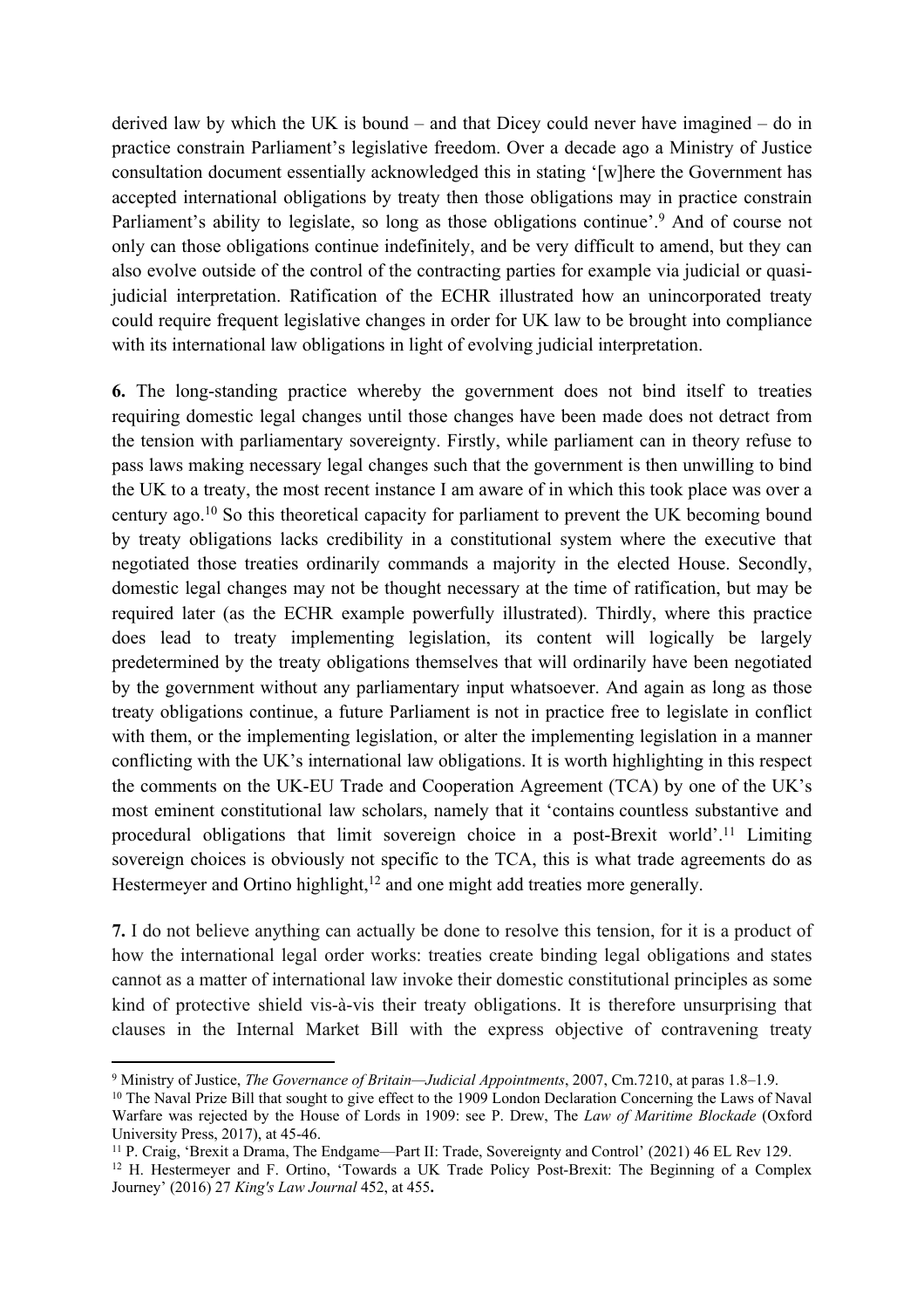derived law by which the UK is bound – and that Dicey could never have imagined – do in practice constrain Parliament's legislative freedom. Over a decade ago a Ministry of Justice consultation document essentially acknowledged this in stating '[w]here the Government has accepted international obligations by treaty then those obligations may in practice constrain Parliament's ability to legislate, so long as those obligations continue'.[9] And of course not only can those obligations continue indefinitely, and be very difficult to amend, but they can also evolve outside of the control of the contracting parties for example via judicial or quasi-judicial interpretation. Ratification of the ECHR illustrated how an unincorporated treaty could require frequent legislative changes in order for UK law to be brought into compliance with its international law obligations in light of evolving judicial interpretation.

**6.** The long-standing practice whereby the government does not bind itself to treaties requiring domestic legal changes until those changes have been made does not detract from the tension with parliamentary sovereignty. Firstly, while parliament can in theory refuse to pass laws making necessary legal changes such that the government is then unwilling to bind the UK to a treaty, the most recent instance I am aware of in which this took place was over a century ago.[10] So this theoretical capacity for parliament to prevent the UK becoming bound by treaty obligations lacks credibility in a constitutional system where the executive that negotiated those treaties ordinarily commands a majority in the elected House. Secondly, domestic legal changes may not be thought necessary at the time of ratification, but may be required later (as the ECHR example powerfully illustrated). Thirdly, where this practice does lead to treaty implementing legislation, its content will logically be largely predetermined by the treaty obligations themselves that will ordinarily have been negotiated by the government without any parliamentary input whatsoever. And again as long as those treaty obligations continue, a future Parliament is not in practice free to legislate in conflict with them, or the implementing legislation, or alter the implementing legislation in a manner conflicting with the UK's international law obligations. It is worth highlighting in this respect the comments on the UK-EU Trade and Cooperation Agreement (TCA) by one of the UK's most eminent constitutional law scholars, namely that it 'contains countless substantive and procedural obligations that limit sovereign choice in a post-Brexit world'.[11] Limiting sovereign choices is obviously not specific to the TCA, this is what trade agreements do as Hestermeyer and Ortino highlight,[12] and one might add treaties more generally.

**7.** I do not believe anything can actually be done to resolve this tension, for it is a product of how the international legal order works: treaties create binding legal obligations and states cannot as a matter of international law invoke their domestic constitutional principles as some kind of protective shield vis-à-vis their treaty obligations. It is therefore unsurprising that clauses in the Internal Market Bill with the express objective of contravening treaty

---

[9] Ministry of Justice, *The Governance of Britain—Judicial Appointments*, 2007, Cm.7210, at paras 1.8–1.9.

[10] The Naval Prize Bill that sought to give effect to the 1909 London Declaration Concerning the Laws of Naval Warfare was rejected by the House of Lords in 1909: see P. Drew, The *Law of Maritime Blockade* (Oxford University Press, 2017), at 45-46.

[11] P. Craig, 'Brexit a Drama, The Endgame—Part II: Trade, Sovereignty and Control' (2021) 46 EL Rev 129.

[12] H. Hestermeyer and F. Ortino, 'Towards a UK Trade Policy Post-Brexit: The Beginning of a Complex Journey' (2016) 27 *King's Law Journal* 452, at 455.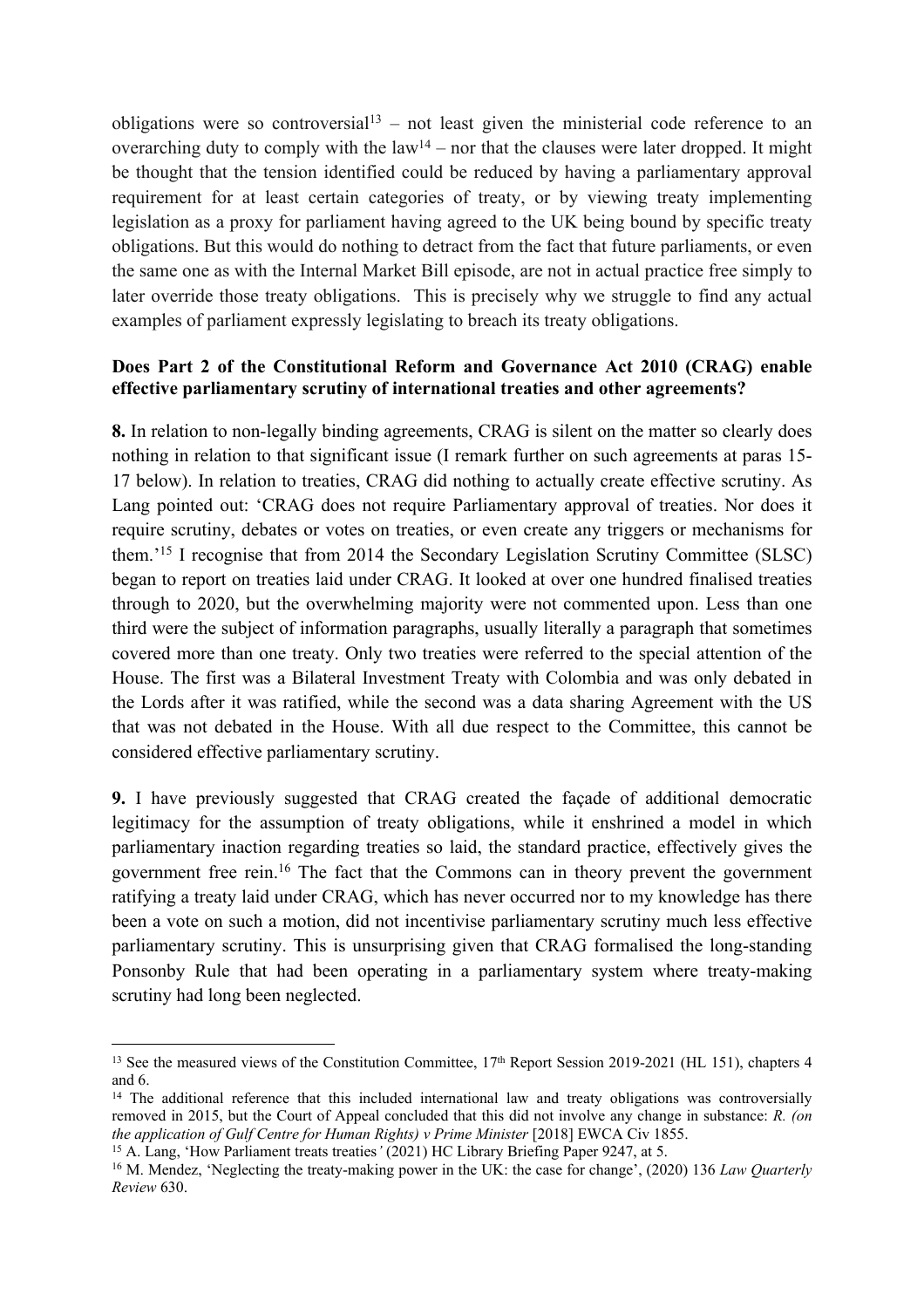obligations were so controversial[13] – not least given the ministerial code reference to an overarching duty to comply with the law[14] – nor that the clauses were later dropped. It might be thought that the tension identified could be reduced by having a parliamentary approval requirement for at least certain categories of treaty, or by viewing treaty implementing legislation as a proxy for parliament having agreed to the UK being bound by specific treaty obligations. But this would do nothing to detract from the fact that future parliaments, or even the same one as with the Internal Market Bill episode, are not in actual practice free simply to later override those treaty obligations. This is precisely why we struggle to find any actual examples of parliament expressly legislating to breach its treaty obligations.

**Does Part 2 of the Constitutional Reform and Governance Act 2010 (CRAG) enable effective parliamentary scrutiny of international treaties and other agreements?**

**8.** In relation to non-legally binding agreements, CRAG is silent on the matter so clearly does nothing in relation to that significant issue (I remark further on such agreements at paras 15-17 below). In relation to treaties, CRAG did nothing to actually create effective scrutiny. As Lang pointed out: 'CRAG does not require Parliamentary approval of treaties. Nor does it require scrutiny, debates or votes on treaties, or even create any triggers or mechanisms for them.'[15] I recognise that from 2014 the Secondary Legislation Scrutiny Committee (SLSC) began to report on treaties laid under CRAG. It looked at over one hundred finalised treaties through to 2020, but the overwhelming majority were not commented upon. Less than one third were the subject of information paragraphs, usually literally a paragraph that sometimes covered more than one treaty. Only two treaties were referred to the special attention of the House. The first was a Bilateral Investment Treaty with Colombia and was only debated in the Lords after it was ratified, while the second was a data sharing Agreement with the US that was not debated in the House. With all due respect to the Committee, this cannot be considered effective parliamentary scrutiny.

**9.** I have previously suggested that CRAG created the façade of additional democratic legitimacy for the assumption of treaty obligations, while it enshrined a model in which parliamentary inaction regarding treaties so laid, the standard practice, effectively gives the government free rein.[16] The fact that the Commons can in theory prevent the government ratifying a treaty laid under CRAG, which has never occurred nor to my knowledge has there been a vote on such a motion, did not incentivise parliamentary scrutiny much less effective parliamentary scrutiny. This is unsurprising given that CRAG formalised the long-standing Ponsonby Rule that had been operating in a parliamentary system where treaty-making scrutiny had long been neglected.

---

[13] See the measured views of the Constitution Committee, 17th Report Session 2019-2021 (HL 151), chapters 4 and 6.

[14] The additional reference that this included international law and treaty obligations was controversially removed in 2015, but the Court of Appeal concluded that this did not involve any change in substance: *R. (on the application of Gulf Centre for Human Rights) v Prime Minister* [2018] EWCA Civ 1855.

[15] A. Lang, 'How Parliament treats treaties' (2021) HC Library Briefing Paper 9247, at 5.

[16] M. Mendez, 'Neglecting the treaty-making power in the UK: the case for change', (2020) 136 *Law Quarterly Review* 630.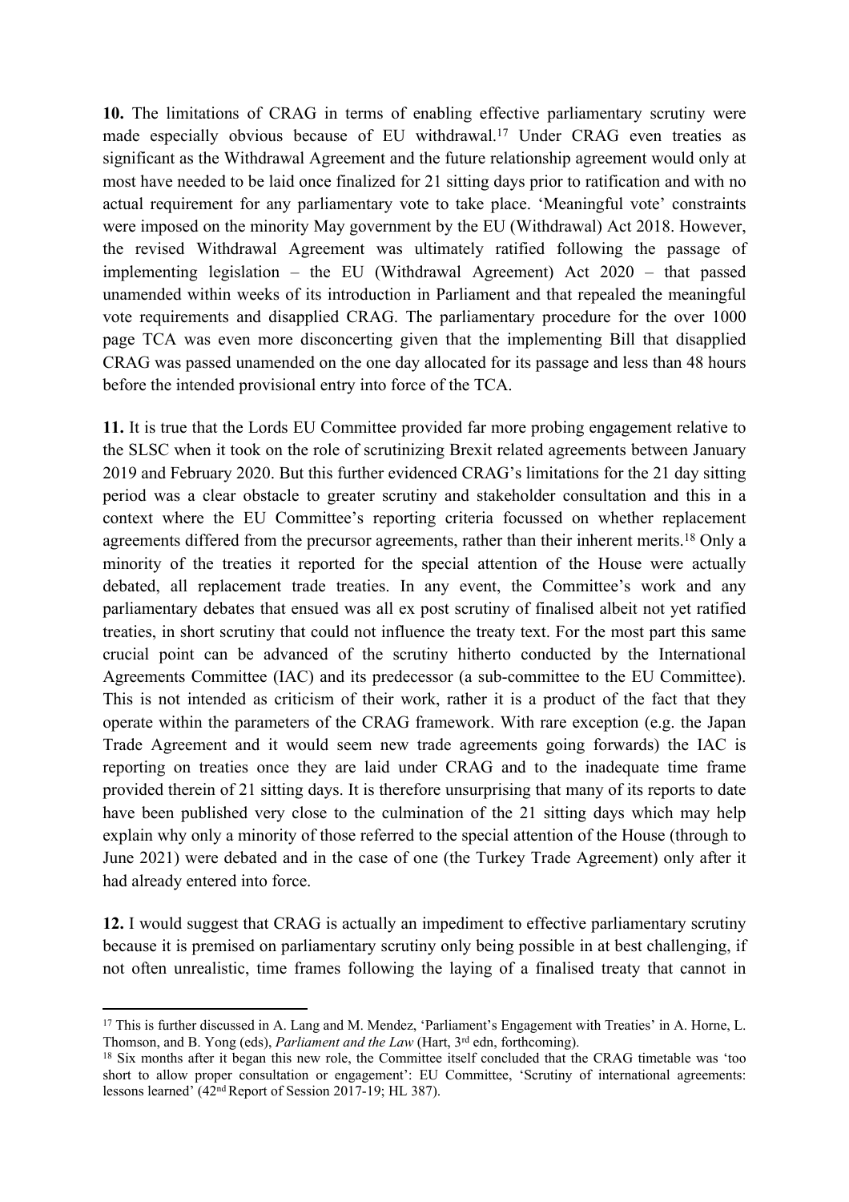**10.** The limitations of CRAG in terms of enabling effective parliamentary scrutiny were made especially obvious because of EU withdrawal.[17] Under CRAG even treaties as significant as the Withdrawal Agreement and the future relationship agreement would only at most have needed to be laid once finalized for 21 sitting days prior to ratification and with no actual requirement for any parliamentary vote to take place. 'Meaningful vote' constraints were imposed on the minority May government by the EU (Withdrawal) Act 2018. However, the revised Withdrawal Agreement was ultimately ratified following the passage of implementing legislation – the EU (Withdrawal Agreement) Act 2020 – that passed unamended within weeks of its introduction in Parliament and that repealed the meaningful vote requirements and disapplied CRAG. The parliamentary procedure for the over 1000 page TCA was even more disconcerting given that the implementing Bill that disapplied CRAG was passed unamended on the one day allocated for its passage and less than 48 hours before the intended provisional entry into force of the TCA.

**11.** It is true that the Lords EU Committee provided far more probing engagement relative to the SLSC when it took on the role of scrutinizing Brexit related agreements between January 2019 and February 2020. But this further evidenced CRAG's limitations for the 21 day sitting period was a clear obstacle to greater scrutiny and stakeholder consultation and this in a context where the EU Committee's reporting criteria focussed on whether replacement agreements differed from the precursor agreements, rather than their inherent merits.[18] Only a minority of the treaties it reported for the special attention of the House were actually debated, all replacement trade treaties. In any event, the Committee's work and any parliamentary debates that ensued was all ex post scrutiny of finalised albeit not yet ratified treaties, in short scrutiny that could not influence the treaty text. For the most part this same crucial point can be advanced of the scrutiny hitherto conducted by the International Agreements Committee (IAC) and its predecessor (a sub-committee to the EU Committee). This is not intended as criticism of their work, rather it is a product of the fact that they operate within the parameters of the CRAG framework. With rare exception (e.g. the Japan Trade Agreement and it would seem new trade agreements going forwards) the IAC is reporting on treaties once they are laid under CRAG and to the inadequate time frame provided therein of 21 sitting days. It is therefore unsurprising that many of its reports to date have been published very close to the culmination of the 21 sitting days which may help explain why only a minority of those referred to the special attention of the House (through to June 2021) were debated and in the case of one (the Turkey Trade Agreement) only after it had already entered into force.

**12.** I would suggest that CRAG is actually an impediment to effective parliamentary scrutiny because it is premised on parliamentary scrutiny only being possible in at best challenging, if not often unrealistic, time frames following the laying of a finalised treaty that cannot in

---

[17] This is further discussed in A. Lang and M. Mendez, 'Parliament's Engagement with Treaties' in A. Horne, L. Thomson, and B. Yong (eds), *Parliament and the Law* (Hart, 3rd edn, forthcoming).

[18] Six months after it began this new role, the Committee itself concluded that the CRAG timetable was 'too short to allow proper consultation or engagement': EU Committee, 'Scrutiny of international agreements: lessons learned' (42nd Report of Session 2017-19; HL 387).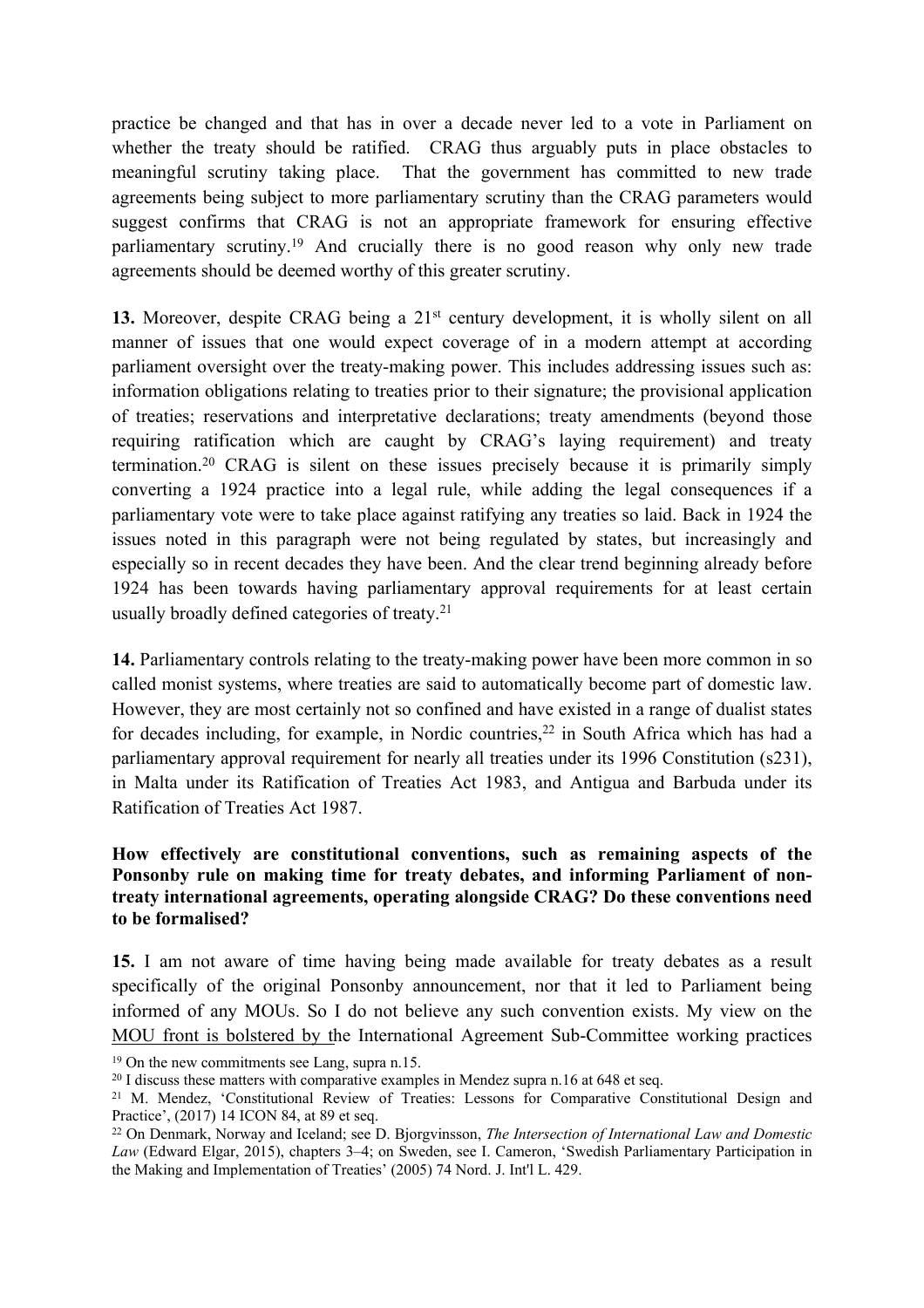practice be changed and that has in over a decade never led to a vote in Parliament on whether the treaty should be ratified. CRAG thus arguably puts in place obstacles to meaningful scrutiny taking place. That the government has committed to new trade agreements being subject to more parliamentary scrutiny than the CRAG parameters would suggest confirms that CRAG is not an appropriate framework for ensuring effective parliamentary scrutiny.[19] And crucially there is no good reason why only new trade agreements should be deemed worthy of this greater scrutiny.

**13.** Moreover, despite CRAG being a 21st century development, it is wholly silent on all manner of issues that one would expect coverage of in a modern attempt at according parliament oversight over the treaty-making power. This includes addressing issues such as: information obligations relating to treaties prior to their signature; the provisional application of treaties; reservations and interpretative declarations; treaty amendments (beyond those requiring ratification which are caught by CRAG's laying requirement) and treaty termination.[20] CRAG is silent on these issues precisely because it is primarily simply converting a 1924 practice into a legal rule, while adding the legal consequences if a parliamentary vote were to take place against ratifying any treaties so laid. Back in 1924 the issues noted in this paragraph were not being regulated by states, but increasingly and especially so in recent decades they have been. And the clear trend beginning already before 1924 has been towards having parliamentary approval requirements for at least certain usually broadly defined categories of treaty.[21]

**14.** Parliamentary controls relating to the treaty-making power have been more common in so called monist systems, where treaties are said to automatically become part of domestic law. However, they are most certainly not so confined and have existed in a range of dualist states for decades including, for example, in Nordic countries,[22] in South Africa which has had a parliamentary approval requirement for nearly all treaties under its 1996 Constitution (s231), in Malta under its Ratification of Treaties Act 1983, and Antigua and Barbuda under its Ratification of Treaties Act 1987.

**How effectively are constitutional conventions, such as remaining aspects of the Ponsonby rule on making time for treaty debates, and informing Parliament of non-treaty international agreements, operating alongside CRAG? Do these conventions need to be formalised?**

**15.** I am not aware of time having being made available for treaty debates as a result specifically of the original Ponsonby announcement, nor that it led to Parliament being informed of any MOUs. So I do not believe any such convention exists. My view on the MOU front is bolstered by the International Agreement Sub-Committee working practices

[19] On the new commitments see Lang, supra n.15.

[20] I discuss these matters with comparative examples in Mendez supra n.16 at 648 et seq.

[21] M. Mendez, 'Constitutional Review of Treaties: Lessons for Comparative Constitutional Design and Practice', (2017) 14 ICON 84, at 89 et seq.

[22] On Denmark, Norway and Iceland; see D. Bjorgvinsson, *The Intersection of International Law and Domestic Law* (Edward Elgar, 2015), chapters 3–4; on Sweden, see I. Cameron, 'Swedish Parliamentary Participation in the Making and Implementation of Treaties' (2005) 74 Nord. J. Int'l L. 429.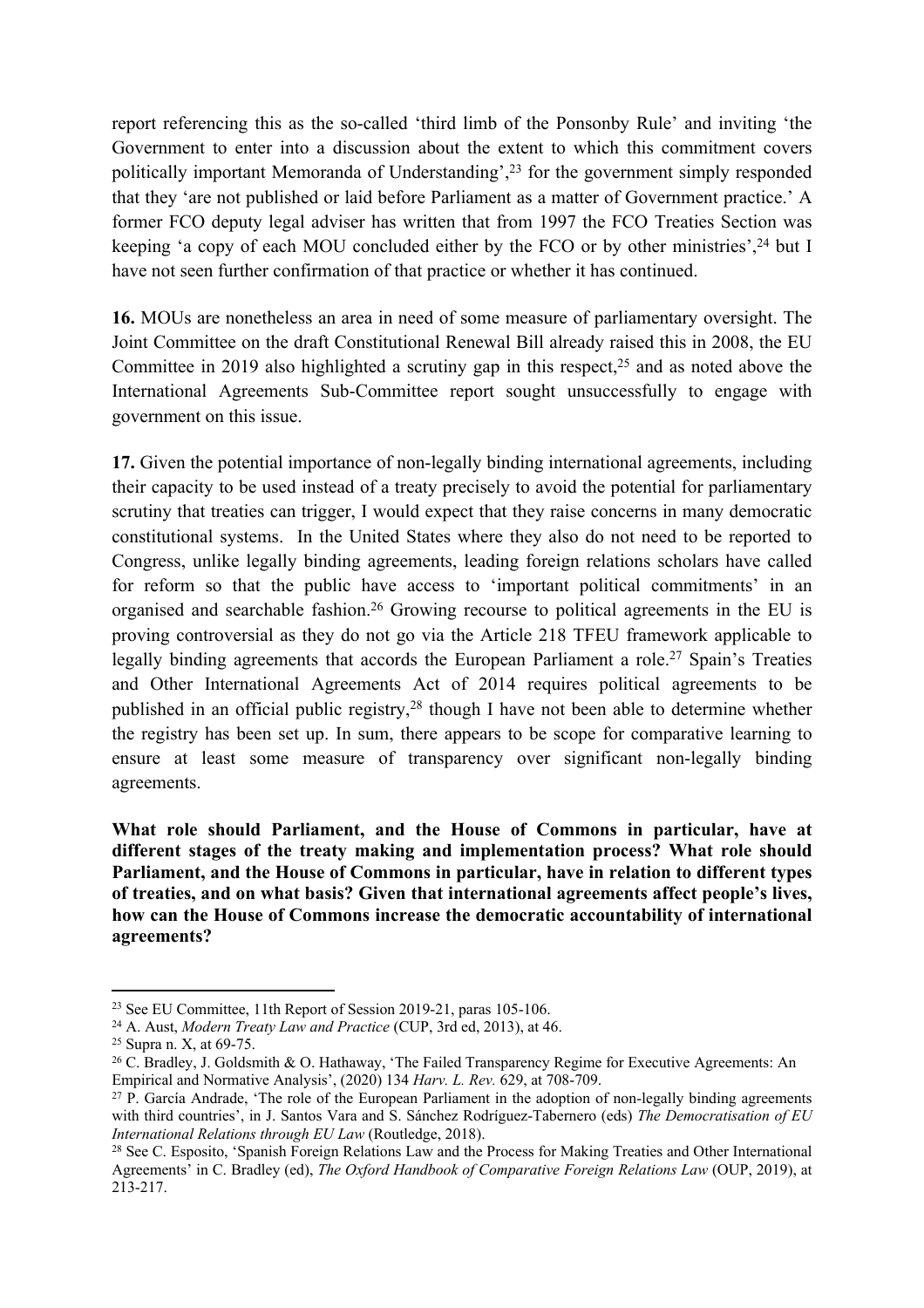report referencing this as the so-called 'third limb of the Ponsonby Rule' and inviting 'the Government to enter into a discussion about the extent to which this commitment covers politically important Memoranda of Understanding',[23] for the government simply responded that they 'are not published or laid before Parliament as a matter of Government practice.' A former FCO deputy legal adviser has written that from 1997 the FCO Treaties Section was keeping 'a copy of each MOU concluded either by the FCO or by other ministries',[24] but I have not seen further confirmation of that practice or whether it has continued.

**16.** MOUs are nonetheless an area in need of some measure of parliamentary oversight. The Joint Committee on the draft Constitutional Renewal Bill already raised this in 2008, the EU Committee in 2019 also highlighted a scrutiny gap in this respect,[25] and as noted above the International Agreements Sub-Committee report sought unsuccessfully to engage with government on this issue.

**17.** Given the potential importance of non-legally binding international agreements, including their capacity to be used instead of a treaty precisely to avoid the potential for parliamentary scrutiny that treaties can trigger, I would expect that they raise concerns in many democratic constitutional systems. In the United States where they also do not need to be reported to Congress, unlike legally binding agreements, leading foreign relations scholars have called for reform so that the public have access to 'important political commitments' in an organised and searchable fashion.[26] Growing recourse to political agreements in the EU is proving controversial as they do not go via the Article 218 TFEU framework applicable to legally binding agreements that accords the European Parliament a role.[27] Spain's Treaties and Other International Agreements Act of 2014 requires political agreements to be published in an official public registry,[28] though I have not been able to determine whether the registry has been set up. In sum, there appears to be scope for comparative learning to ensure at least some measure of transparency over significant non-legally binding agreements.

**What role should Parliament, and the House of Commons in particular, have at different stages of the treaty making and implementation process? What role should Parliament, and the House of Commons in particular, have in relation to different types of treaties, and on what basis? Given that international agreements affect people's lives, how can the House of Commons increase the democratic accountability of international agreements?**

---

[23] See EU Committee, 11th Report of Session 2019-21, paras 105-106.

[24] A. Aust, *Modern Treaty Law and Practice* (CUP, 3rd ed, 2013), at 46.

[25] Supra n. X, at 69-75.

[26] C. Bradley, J. Goldsmith & O. Hathaway, 'The Failed Transparency Regime for Executive Agreements: An Empirical and Normative Analysis', (2020) 134 *Harv. L. Rev.* 629, at 708-709.

[27] P. García Andrade, 'The role of the European Parliament in the adoption of non-legally binding agreements with third countries', in J. Santos Vara and S. Sánchez Rodríguez-Tabernero (eds) *The Democratisation of EU International Relations through EU Law* (Routledge, 2018).

[28] See C. Esposito, 'Spanish Foreign Relations Law and the Process for Making Treaties and Other International Agreements' in C. Bradley (ed), *The Oxford Handbook of Comparative Foreign Relations Law* (OUP, 2019), at 213-217.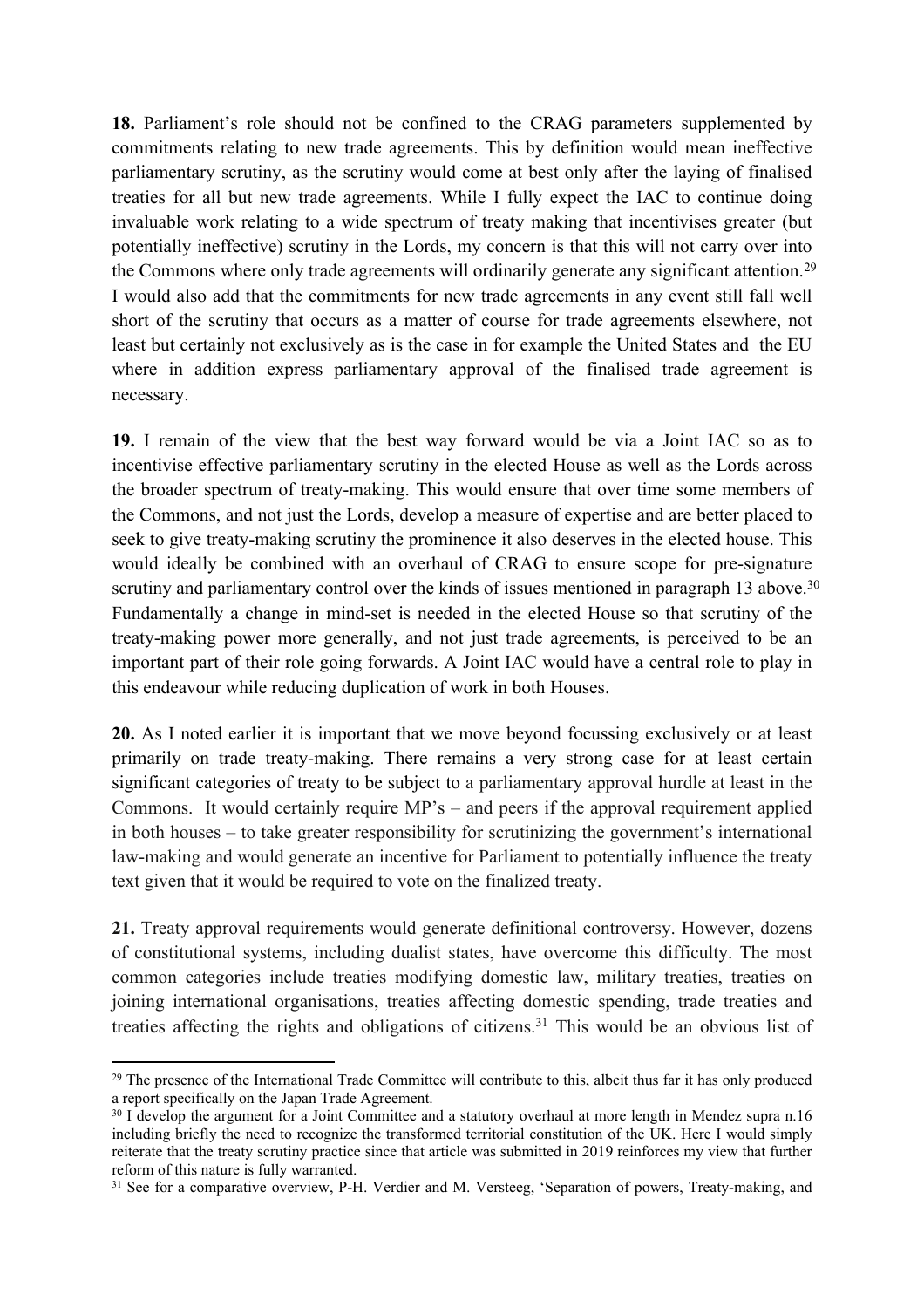**18.** Parliament's role should not be confined to the CRAG parameters supplemented by commitments relating to new trade agreements. This by definition would mean ineffective parliamentary scrutiny, as the scrutiny would come at best only after the laying of finalised treaties for all but new trade agreements. While I fully expect the IAC to continue doing invaluable work relating to a wide spectrum of treaty making that incentivises greater (but potentially ineffective) scrutiny in the Lords, my concern is that this will not carry over into the Commons where only trade agreements will ordinarily generate any significant attention.[29] I would also add that the commitments for new trade agreements in any event still fall well short of the scrutiny that occurs as a matter of course for trade agreements elsewhere, not least but certainly not exclusively as is the case in for example the United States and the EU where in addition express parliamentary approval of the finalised trade agreement is necessary.

**19.** I remain of the view that the best way forward would be via a Joint IAC so as to incentivise effective parliamentary scrutiny in the elected House as well as the Lords across the broader spectrum of treaty-making. This would ensure that over time some members of the Commons, and not just the Lords, develop a measure of expertise and are better placed to seek to give treaty-making scrutiny the prominence it also deserves in the elected house. This would ideally be combined with an overhaul of CRAG to ensure scope for pre-signature scrutiny and parliamentary control over the kinds of issues mentioned in paragraph 13 above.[30] Fundamentally a change in mind-set is needed in the elected House so that scrutiny of the treaty-making power more generally, and not just trade agreements, is perceived to be an important part of their role going forwards. A Joint IAC would have a central role to play in this endeavour while reducing duplication of work in both Houses.

**20.** As I noted earlier it is important that we move beyond focussing exclusively or at least primarily on trade treaty-making. There remains a very strong case for at least certain significant categories of treaty to be subject to a parliamentary approval hurdle at least in the Commons. It would certainly require MP's – and peers if the approval requirement applied in both houses – to take greater responsibility for scrutinizing the government's international law-making and would generate an incentive for Parliament to potentially influence the treaty text given that it would be required to vote on the finalized treaty.

**21.** Treaty approval requirements would generate definitional controversy. However, dozens of constitutional systems, including dualist states, have overcome this difficulty. The most common categories include treaties modifying domestic law, military treaties, treaties on joining international organisations, treaties affecting domestic spending, trade treaties and treaties affecting the rights and obligations of citizens.[31] This would be an obvious list of

---

[29] The presence of the International Trade Committee will contribute to this, albeit thus far it has only produced a report specifically on the Japan Trade Agreement.

[30] I develop the argument for a Joint Committee and a statutory overhaul at more length in Mendez supra n.16 including briefly the need to recognize the transformed territorial constitution of the UK. Here I would simply reiterate that the treaty scrutiny practice since that article was submitted in 2019 reinforces my view that further reform of this nature is fully warranted.

[31] See for a comparative overview, P-H. Verdier and M. Versteeg, 'Separation of powers, Treaty-making, and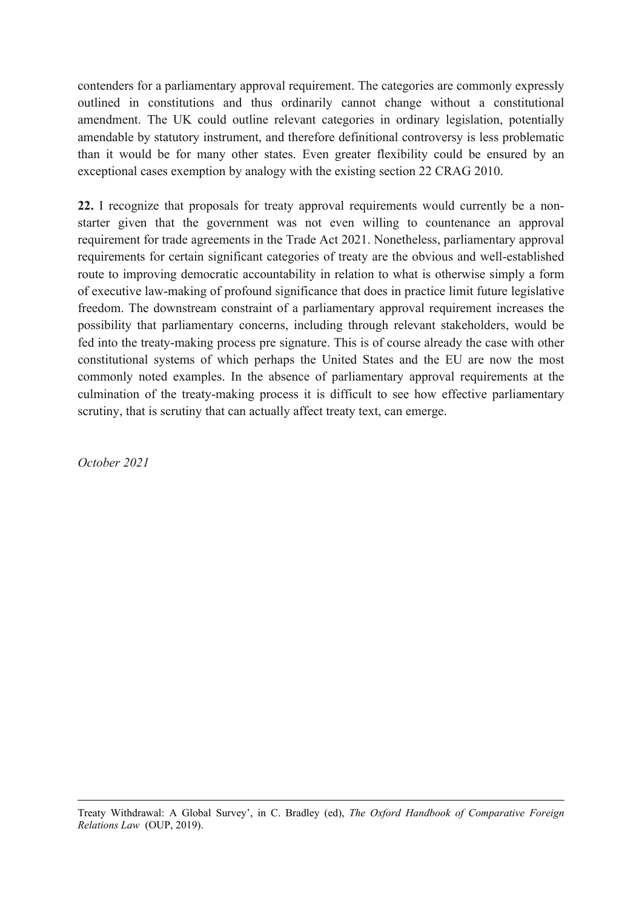contenders for a parliamentary approval requirement. The categories are commonly expressly outlined in constitutions and thus ordinarily cannot change without a constitutional amendment. The UK could outline relevant categories in ordinary legislation, potentially amendable by statutory instrument, and therefore definitional controversy is less problematic than it would be for many other states. Even greater flexibility could be ensured by an exceptional cases exemption by analogy with the existing section 22 CRAG 2010.

**22.** I recognize that proposals for treaty approval requirements would currently be a non-starter given that the government was not even willing to countenance an approval requirement for trade agreements in the Trade Act 2021. Nonetheless, parliamentary approval requirements for certain significant categories of treaty are the obvious and well-established route to improving democratic accountability in relation to what is otherwise simply a form of executive law-making of profound significance that does in practice limit future legislative freedom. The downstream constraint of a parliamentary approval requirement increases the possibility that parliamentary concerns, including through relevant stakeholders, would be fed into the treaty-making process pre signature. This is of course already the case with other constitutional systems of which perhaps the United States and the EU are now the most commonly noted examples. In the absence of parliamentary approval requirements at the culmination of the treaty-making process it is difficult to see how effective parliamentary scrutiny, that is scrutiny that can actually affect treaty text, can emerge.

*October 2021*

---

Treaty Withdrawal: A Global Survey', in C. Bradley (ed), *The Oxford Handbook of Comparative Foreign Relations Law* (OUP, 2019).